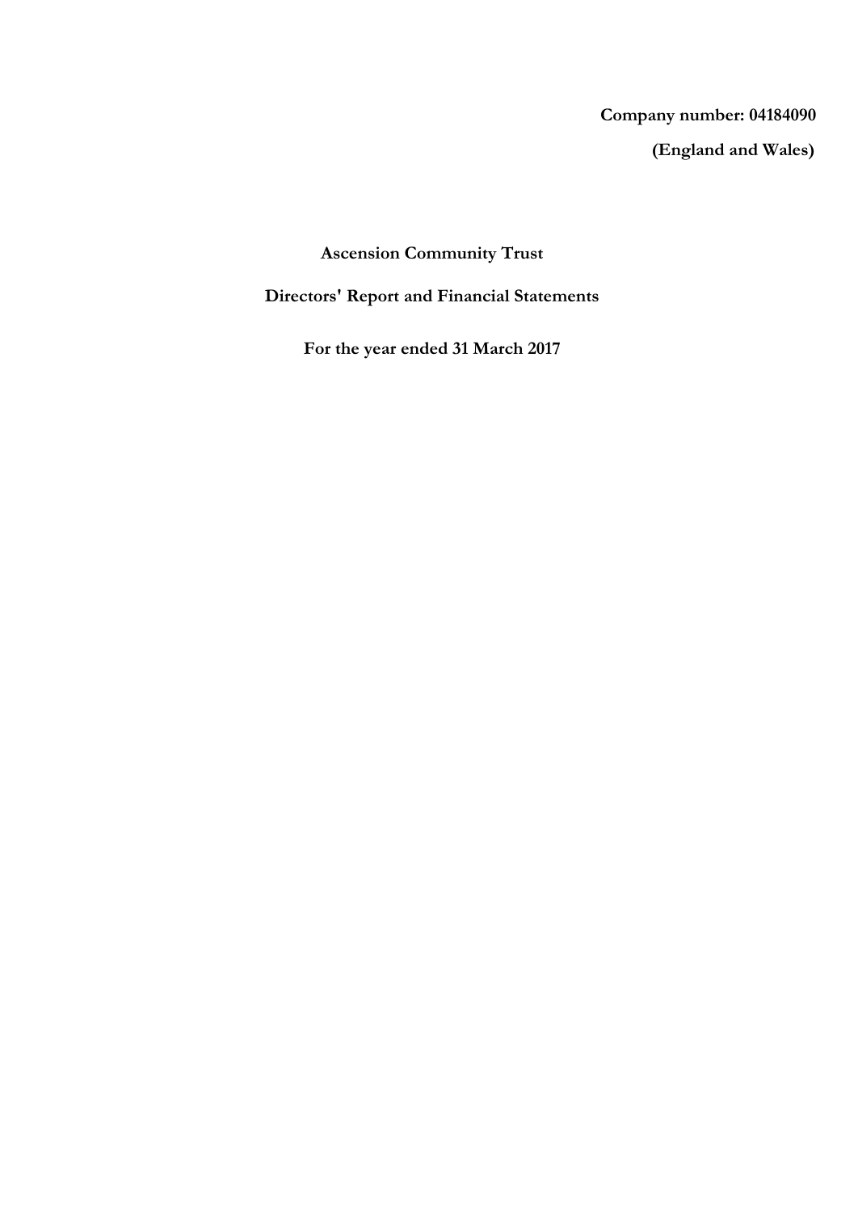**Company number: 04184090**

**(England and Wales)**

# Ascension Community Trust

## Directors' Report and Financial Statements

### For the year ended 31 March 2017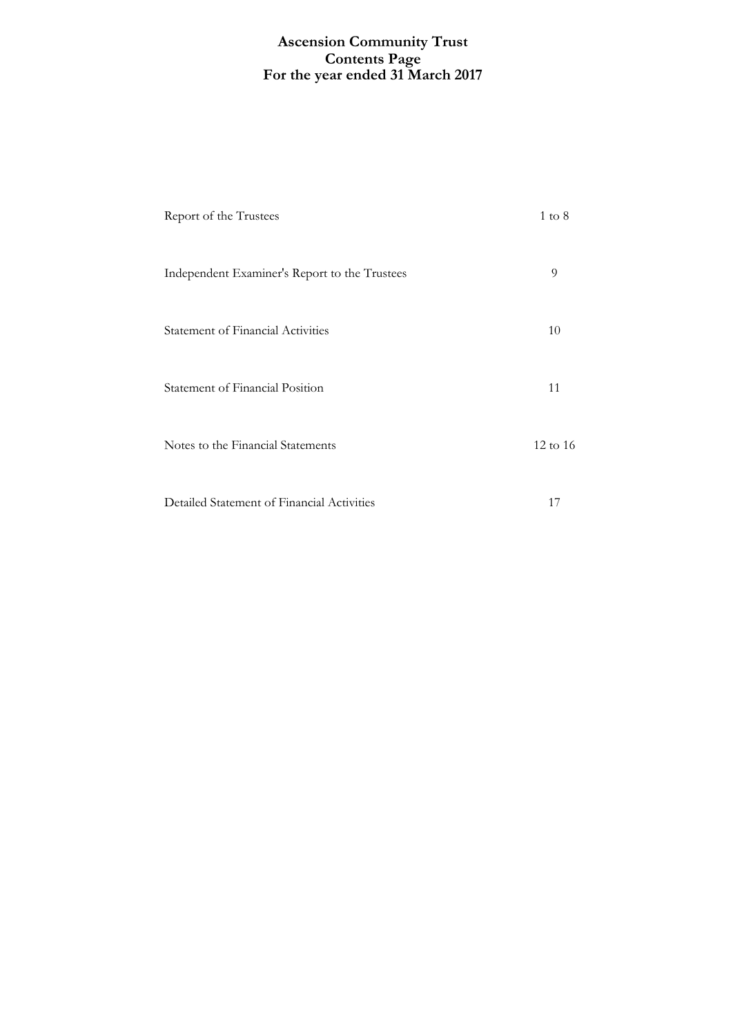# Ascension Community Trust
## Contents Page
## For the year ended 31 March 2017

| | |
|---|---|
| Report of the Trustees | 1 to 8 |
| Independent Examiner's Report to the Trustees | 9 |
| Statement of Financial Activities | 10 |
| Statement of Financial Position | 11 |
| Notes to the Financial Statements | 12 to 16 |
| Detailed Statement of Financial Activities | 17 |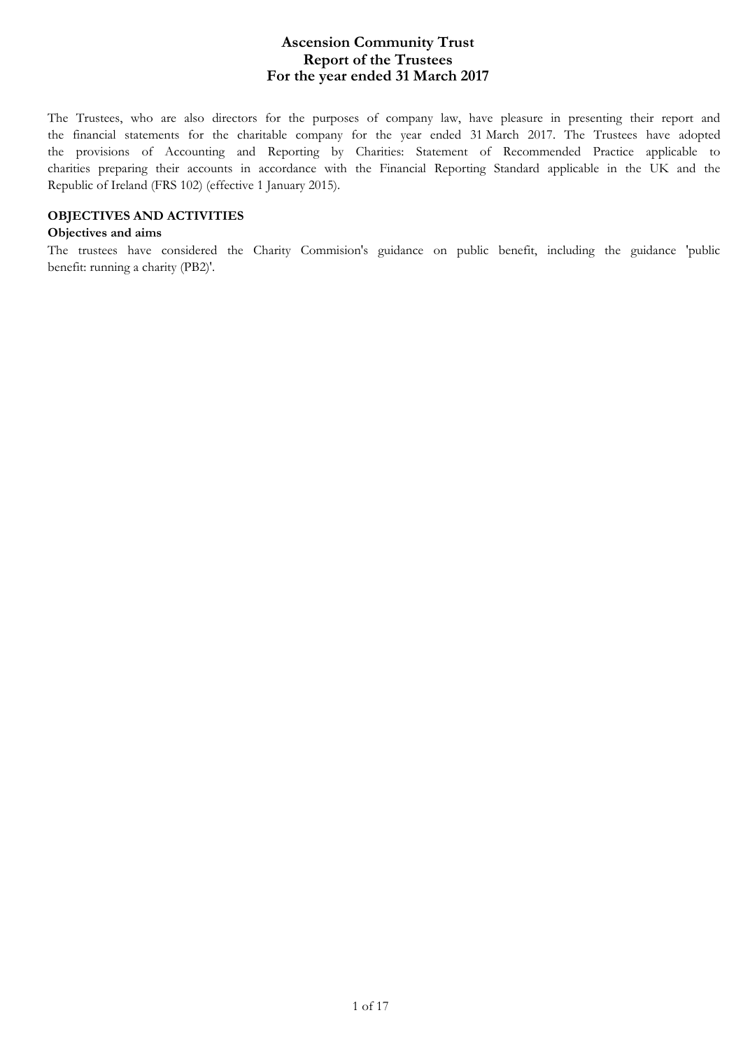# Ascension Community Trust
# Report of the Trustees
# For the year ended 31 March 2017

The Trustees, who are also directors for the purposes of company law, have pleasure in presenting their report and the financial statements for the charitable company for the year ended 31 March 2017. The Trustees have adopted the provisions of Accounting and Reporting by Charities: Statement of Recommended Practice applicable to charities preparing their accounts in accordance with the Financial Reporting Standard applicable in the UK and the Republic of Ireland (FRS 102) (effective 1 January 2015).

## OBJECTIVES AND ACTIVITIES

### Objectives and aims

The trustees have considered the Charity Commision's guidance on public benefit, including the guidance 'public benefit: running a charity (PB2)'.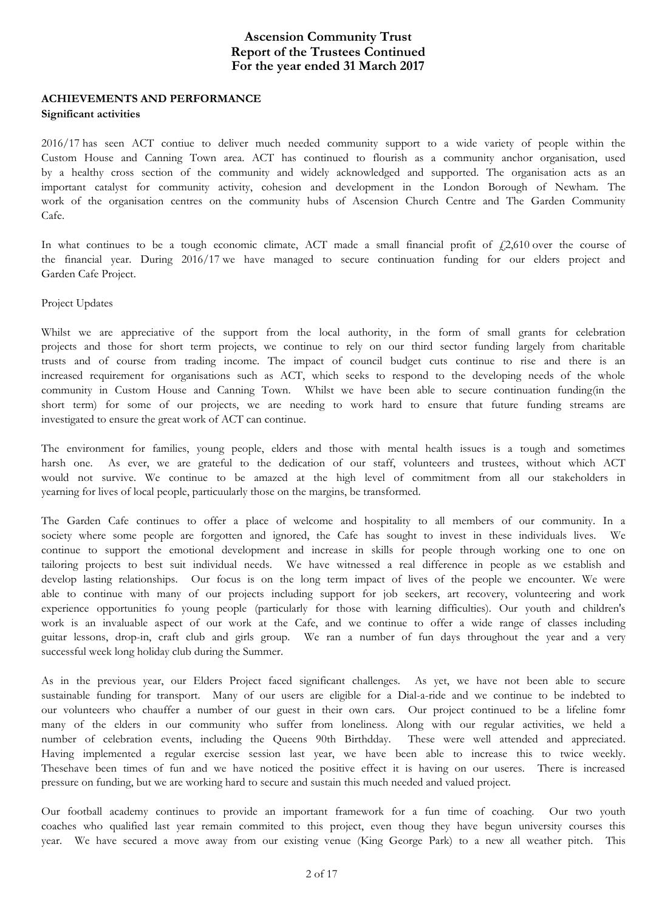## ACHIEVEMENTS AND PERFORMANCE

### Significant activities

2016/17 has seen ACT contiue to deliver much needed community support to a wide variety of people within the Custom House and Canning Town area. ACT has continued to flourish as a community anchor organisation, used by a healthy cross section of the community and widely acknowledged and supported. The organisation acts as an important catalyst for community activity, cohesion and development in the London Borough of Newham. The work of the organisation centres on the community hubs of Ascension Church Centre and The Garden Community Cafe.

In what continues to be a tough economic climate, ACT made a small financial profit of £2,610 over the course of the financial year. During 2016/17 we have managed to secure continuation funding for our elders project and Garden Cafe Project.

Project Updates

Whilst we are appreciative of the support from the local authority, in the form of small grants for celebration projects and those for short term projects, we continue to rely on our third sector funding largely from charitable trusts and of course from trading income. The impact of council budget cuts continue to rise and there is an increased requirement for organisations such as ACT, which seeks to respond to the developing needs of the whole community in Custom House and Canning Town. Whilst we have been able to secure continuation funding(in the short term) for some of our projects, we are needing to work hard to ensure that future funding streams are investigated to ensure the great work of ACT can continue.

The environment for families, young people, elders and those with mental health issues is a tough and sometimes harsh one. As ever, we are grateful to the dedication of our staff, volunteers and trustees, without which ACT would not survive. We continue to be amazed at the high level of commitment from all our stakeholders in yearning for lives of local people, particuularly those on the margins, be transformed.

The Garden Cafe continues to offer a place of welcome and hospitality to all members of our community. In a society where some people are forgotten and ignored, the Cafe has sought to invest in these individuals lives. We continue to support the emotional development and increase in skills for people through working one to one on tailoring projects to best suit individual needs. We have witnessed a real difference in people as we establish and develop lasting relationships. Our focus is on the long term impact of lives of the people we encounter. We were able to continue with many of our projects including support for job seekers, art recovery, volunteering and work experience opportunities fo young people (particularly for those with learning difficulties). Our youth and children's work is an invaluable aspect of our work at the Cafe, and we continue to offer a wide range of classes including guitar lessons, drop-in, craft club and girls group. We ran a number of fun days throughout the year and a very successful week long holiday club during the Summer.

As in the previous year, our Elders Project faced significant challenges. As yet, we have not been able to secure sustainable funding for transport. Many of our users are eligible for a Dial-a-ride and we continue to be indebted to our volunteers who chauffer a number of our guest in their own cars. Our project continued to be a lifeline fomr many of the elders in our community who suffer from loneliness. Along with our regular activities, we held a number of celebration events, including the Queens 90th Birthdday. These were well attended and appreciated. Having implemented a regular exercise session last year, we have been able to increase this to twice weekly. Thesehave been times of fun and we have noticed the positive effect it is having on our useres. There is increased pressure on funding, but we are working hard to secure and sustain this much needed and valued project.

Our football academy continues to provide an important framework for a fun time of coaching. Our two youth coaches who qualified last year remain commited to this project, even thoug they have begun university courses this year. We have secured a move away from our existing venue (King George Park) to a new all weather pitch. This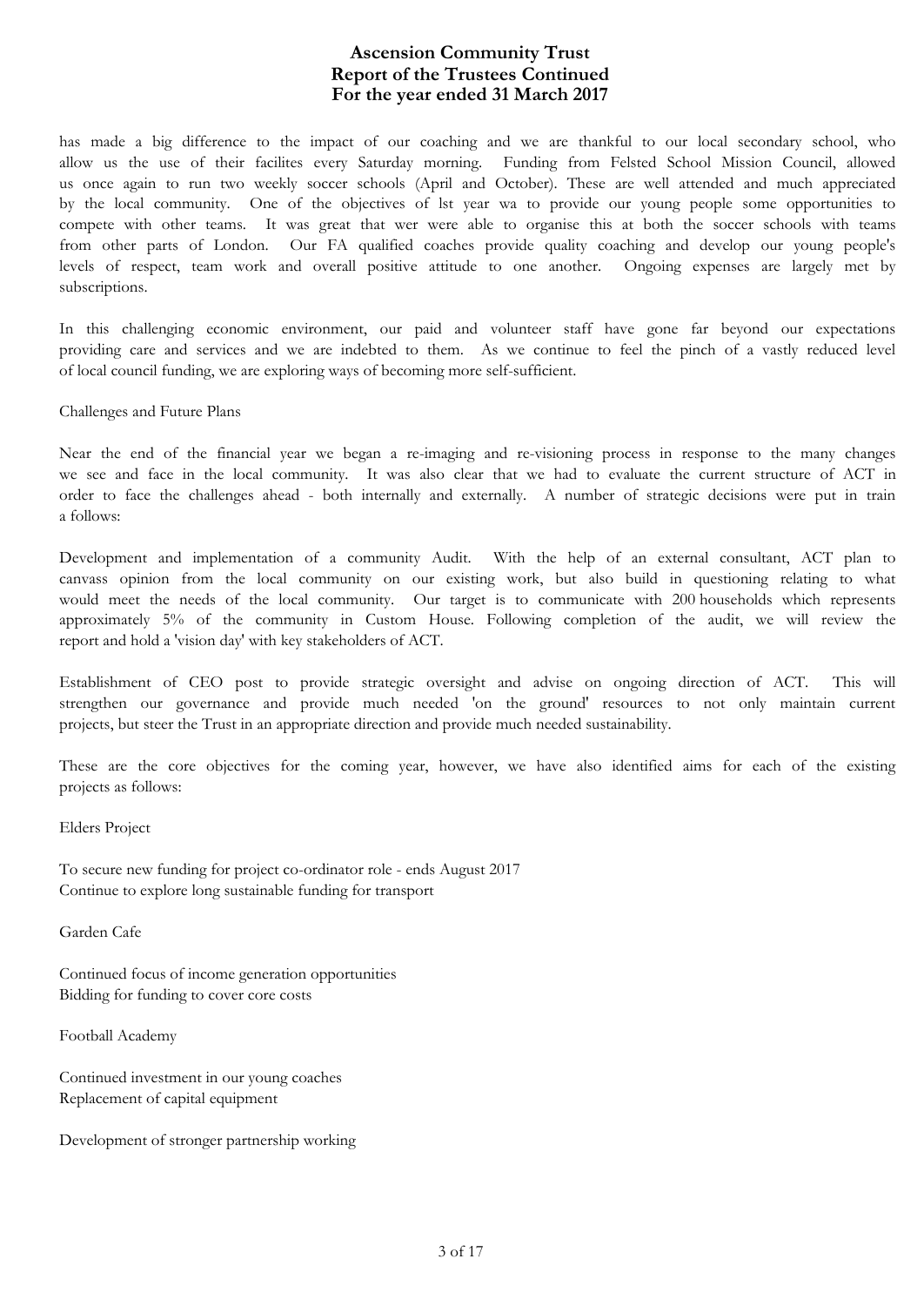has made a big difference to the impact of our coaching and we are thankful to our local secondary school, who allow us the use of their facilites every Saturday morning. Funding from Felsted School Mission Council, allowed us once again to run two weekly soccer schools (April and October). These are well attended and much appreciated by the local community. One of the objectives of lst year wa to provide our young people some opportunities to compete with other teams. It was great that wer were able to organise this at both the soccer schools with teams from other parts of London. Our FA qualified coaches provide quality coaching and develop our young people's levels of respect, team work and overall positive attitude to one another. Ongoing expenses are largely met by subscriptions.

In this challenging economic environment, our paid and volunteer staff have gone far beyond our expectations providing care and services and we are indebted to them. As we continue to feel the pinch of a vastly reduced level of local council funding, we are exploring ways of becoming more self-sufficient.

Challenges and Future Plans

Near the end of the financial year we began a re-imaging and re-visioning process in response to the many changes we see and face in the local community. It was also clear that we had to evaluate the current structure of ACT in order to face the challenges ahead - both internally and externally. A number of strategic decisions were put in train a follows:

Development and implementation of a community Audit. With the help of an external consultant, ACT plan to canvass opinion from the local community on our existing work, but also build in questioning relating to what would meet the needs of the local community. Our target is to communicate with 200 households which represents approximately 5% of the community in Custom House. Following completion of the audit, we will review the report and hold a 'vision day' with key stakeholders of ACT.

Establishment of CEO post to provide strategic oversight and advise on ongoing direction of ACT. This will strengthen our governance and provide much needed 'on the ground' resources to not only maintain current projects, but steer the Trust in an appropriate direction and provide much needed sustainability.

These are the core objectives for the coming year, however, we have also identified aims for each of the existing projects as follows:

Elders Project

To secure new funding for project co-ordinator role - ends August 2017
Continue to explore long sustainable funding for transport

Garden Cafe

Continued focus of income generation opportunities
Bidding for funding to cover core costs

Football Academy

Continued investment in our young coaches
Replacement of capital equipment

Development of stronger partnership working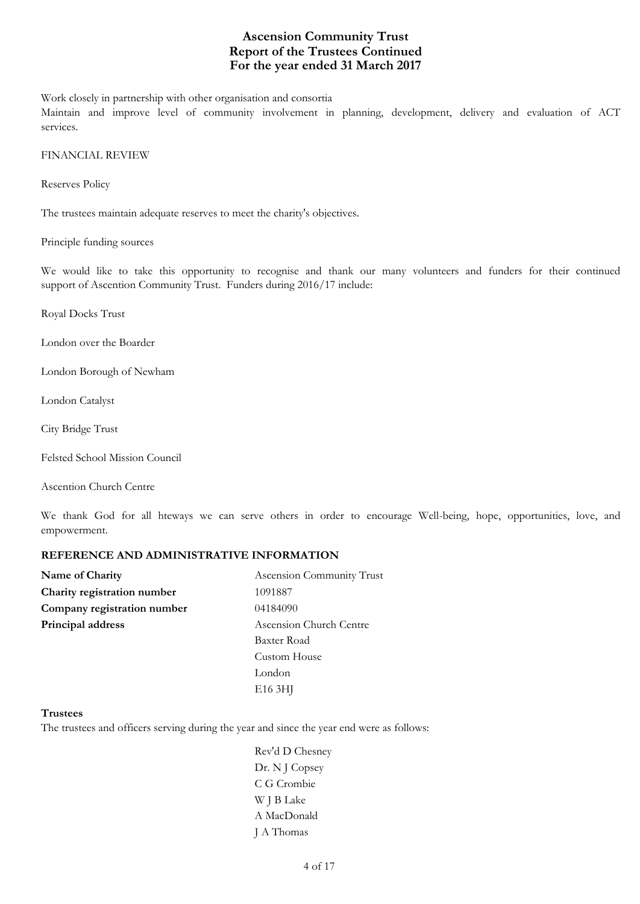Work closely in partnership with other organisation and consortia

Maintain and improve level of community involvement in planning, development, delivery and evaluation of ACT services.

FINANCIAL REVIEW

Reserves Policy

The trustees maintain adequate reserves to meet the charity's objectives.

Principle funding sources

We would like to take this opportunity to recognise and thank our many volunteers and funders for their continued support of Ascention Community Trust. Funders during 2016/17 include:

Royal Docks Trust

London over the Boarder

London Borough of Newham

London Catalyst

City Bridge Trust

Felsted School Mission Council

Ascention Church Centre

We thank God for all hteways we can serve others in order to encourage Well-being, hope, opportunities, love, and empowerment.

## REFERENCE AND ADMINISTRATIVE INFORMATION

| | |
|---|---|
| **Name of Charity** | Ascension Community Trust |
| **Charity registration number** | 1091887 |
| **Company registration number** | 04184090 |
| **Principal address** | Ascension Church Centre<br>Baxter Road<br>Custom House<br>London<br>E16 3HJ |

**Trustees**

The trustees and officers serving during the year and since the year end were as follows:

Rev'd D Chesney
Dr. N J Copsey
C G Crombie
W J B Lake
A MacDonald
J A Thomas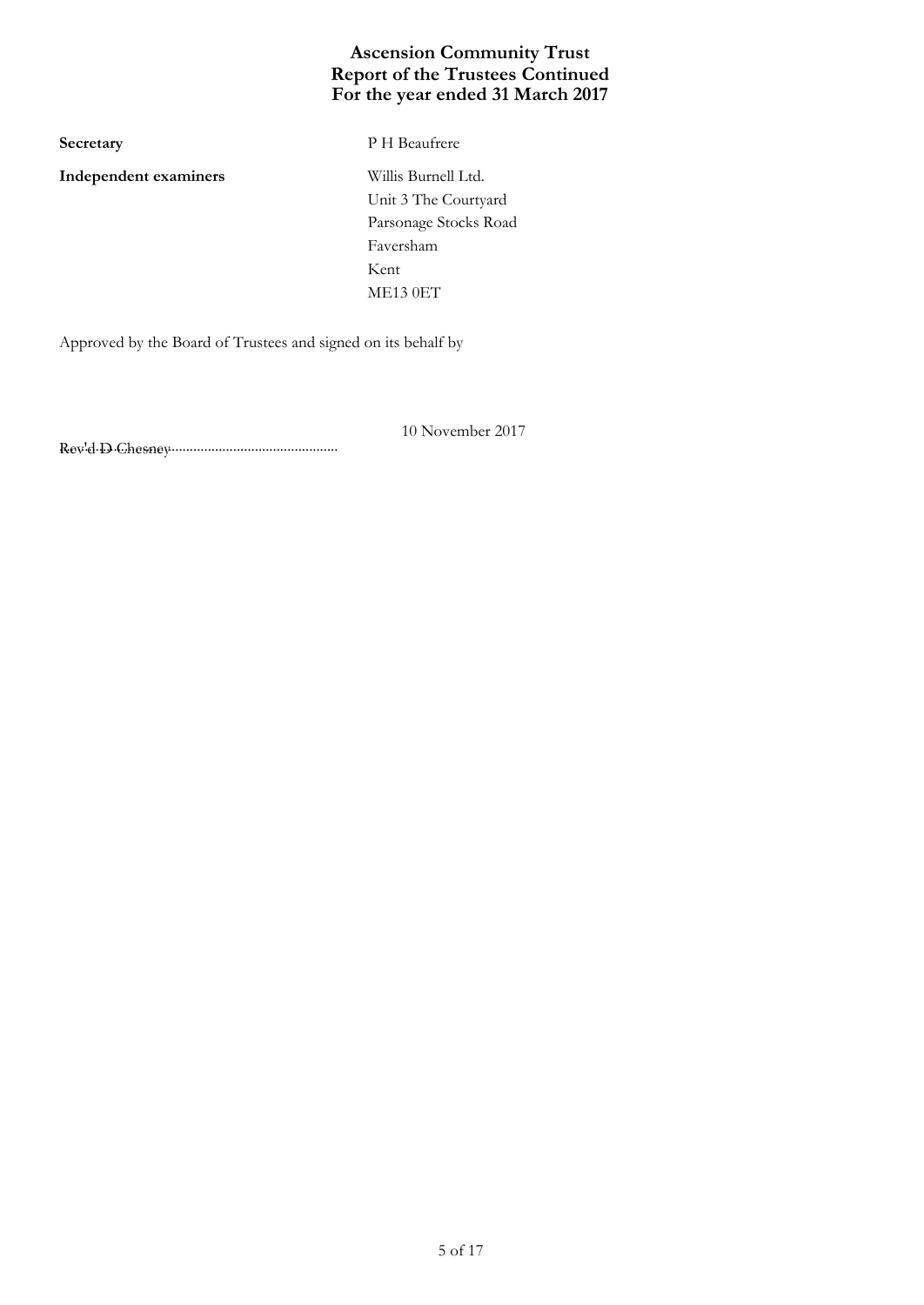# Ascension Community Trust
## Report of the Trustees Continued
## For the year ended 31 March 2017

**Secretary** P H Beaufrere

**Independent examiners** Willis Burnell Ltd.
Unit 3 The Courtyard
Parsonage Stocks Road
Faversham
Kent
ME13 0ET

Approved by the Board of Trustees and signed on its behalf by

Rev'd D Chesney.............................................. 10 November 2017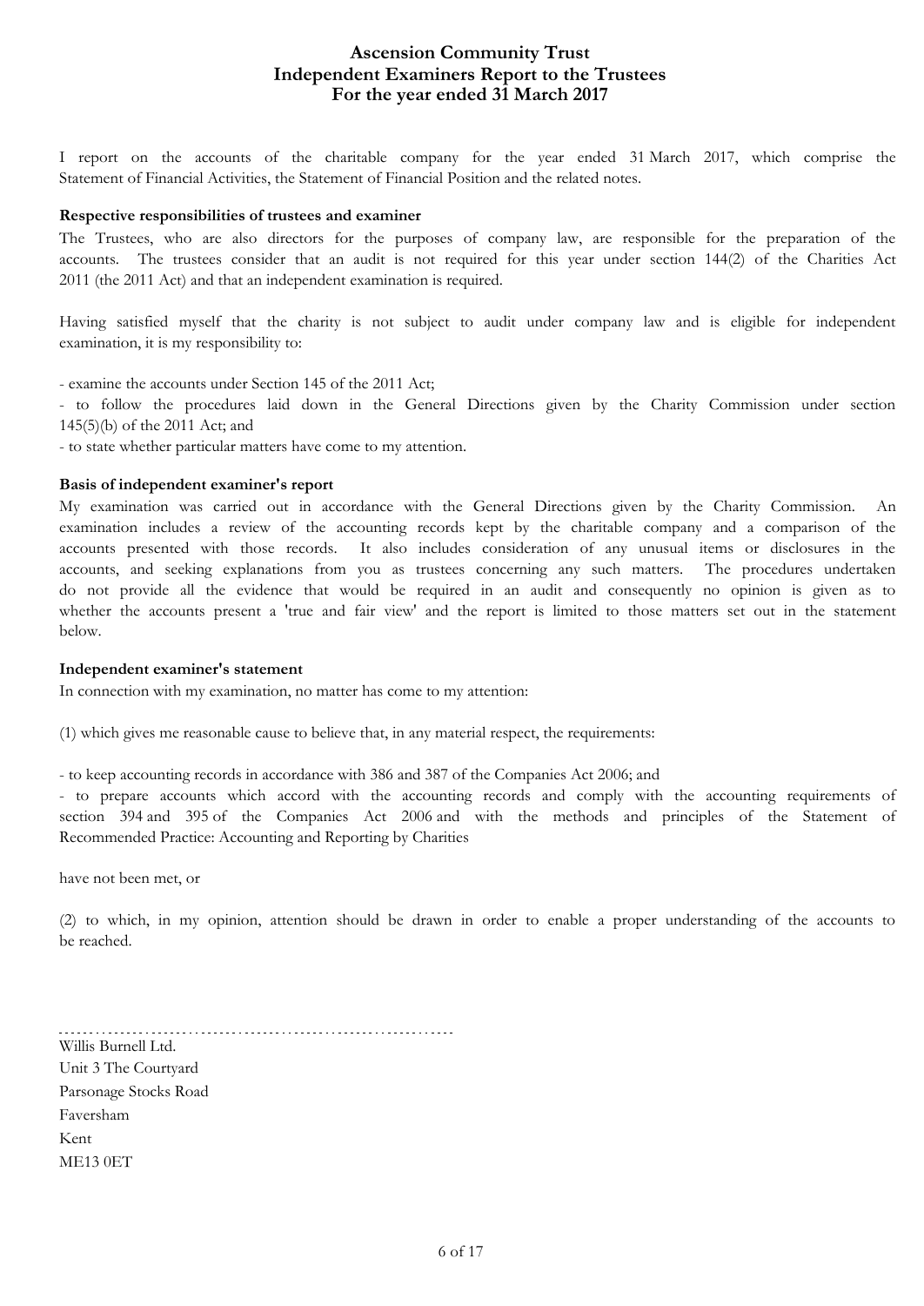# Ascension Community Trust
# Independent Examiners Report to the Trustees
# For the year ended 31 March 2017

I report on the accounts of the charitable company for the year ended 31 March 2017, which comprise the Statement of Financial Activities, the Statement of Financial Position and the related notes.

**Respective responsibilities of trustees and examiner**

The Trustees, who are also directors for the purposes of company law, are responsible for the preparation of the accounts. The trustees consider that an audit is not required for this year under section 144(2) of the Charities Act 2011 (the 2011 Act) and that an independent examination is required.

Having satisfied myself that the charity is not subject to audit under company law and is eligible for independent examination, it is my responsibility to:

- examine the accounts under Section 145 of the 2011 Act;
- to follow the procedures laid down in the General Directions given by the Charity Commission under section 145(5)(b) of the 2011 Act; and
- to state whether particular matters have come to my attention.

**Basis of independent examiner's report**

My examination was carried out in accordance with the General Directions given by the Charity Commission. An examination includes a review of the accounting records kept by the charitable company and a comparison of the accounts presented with those records. It also includes consideration of any unusual items or disclosures in the accounts, and seeking explanations from you as trustees concerning any such matters. The procedures undertaken do not provide all the evidence that would be required in an audit and consequently no opinion is given as to whether the accounts present a 'true and fair view' and the report is limited to those matters set out in the statement below.

**Independent examiner's statement**

In connection with my examination, no matter has come to my attention:

(1) which gives me reasonable cause to believe that, in any material respect, the requirements:

- to keep accounting records in accordance with 386 and 387 of the Companies Act 2006; and
- to prepare accounts which accord with the accounting records and comply with the accounting requirements of section 394 and 395 of the Companies Act 2006 and with the methods and principles of the Statement of Recommended Practice: Accounting and Reporting by Charities

have not been met, or

(2) to which, in my opinion, attention should be drawn in order to enable a proper understanding of the accounts to be reached.

Willis Burnell Ltd.
Unit 3 The Courtyard
Parsonage Stocks Road
Faversham
Kent
ME13 0ET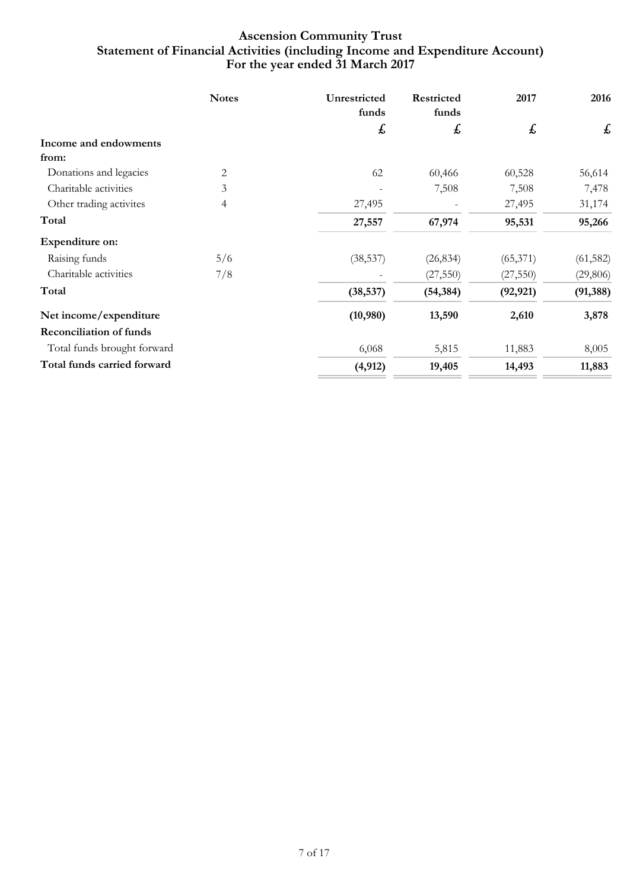# Ascension Community Trust
## Statement of Financial Activities (including Income and Expenditure Account)
## For the year ended 31 March 2017

| | Notes | Unrestricted funds | Restricted funds | 2017 | 2016 |
|---|---|---|---|---|---|
| | | £ | £ | £ | £ |
| **Income and endowments from:** | | | | | |
| Donations and legacies | 2 | 62 | 60,466 | 60,528 | 56,614 |
| Charitable activities | 3 | - | 7,508 | 7,508 | 7,478 |
| Other trading activites | 4 | 27,495 | - | 27,495 | 31,174 |
| **Total** | | **27,557** | **67,974** | **95,531** | **95,266** |
| **Expenditure on:** | | | | | |
| Raising funds | 5/6 | (38,537) | (26,834) | (65,371) | (61,582) |
| Charitable activities | 7/8 | - | (27,550) | (27,550) | (29,806) |
| **Total** | | **(38,537)** | **(54,384)** | **(92,921)** | **(91,388)** |
| **Net income/expenditure** | | **(10,980)** | **13,590** | **2,610** | **3,878** |
| **Reconciliation of funds** | | | | | |
| Total funds brought forward | | 6,068 | 5,815 | 11,883 | 8,005 |
| **Total funds carried forward** | | **(4,912)** | **19,405** | **14,493** | **11,883** |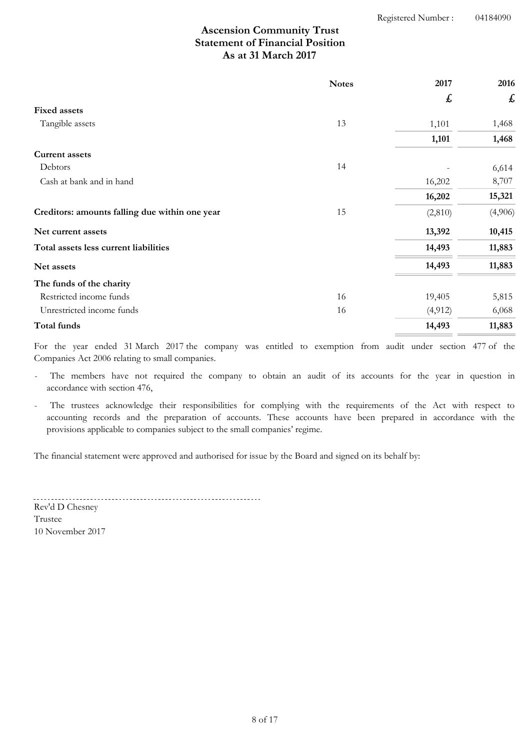Registered Number : 04184090

# Ascension Community Trust
## Statement of Financial Position
### As at 31 March 2017

| | Notes | 2017 | 2016 |
|---|---|---|---|
| | | £ | £ |
| **Fixed assets** | | | |
| Tangible assets | 13 | 1,101 | 1,468 |
| | | **1,101** | **1,468** |
| **Current assets** | | | |
| Debtors | 14 | - | 6,614 |
| Cash at bank and in hand | | 16,202 | 8,707 |
| | | **16,202** | **15,321** |
| **Creditors: amounts falling due within one year** | 15 | (2,810) | (4,906) |
| **Net current assets** | | **13,392** | **10,415** |
| **Total assets less current liabilities** | | **14,493** | **11,883** |
| **Net assets** | | **14,493** | **11,883** |
| **The funds of the charity** | | | |
| Restricted income funds | 16 | 19,405 | 5,815 |
| Unrestricted income funds | 16 | (4,912) | 6,068 |
| **Total funds** | | **14,493** | **11,883** |

For the year ended 31 March 2017 the company was entitled to exemption from audit under section 477 of the Companies Act 2006 relating to small companies.

- The members have not required the company to obtain an audit of its accounts for the year in question in accordance with section 476,
- The trustees acknowledge their responsibilities for complying with the requirements of the Act with respect to accounting records and the preparation of accounts. These accounts have been prepared in accordance with the provisions applicable to companies subject to the small companies' regime.

The financial statement were approved and authorised for issue by the Board and signed on its behalf by:

Rev'd D Chesney
Trustee
10 November 2017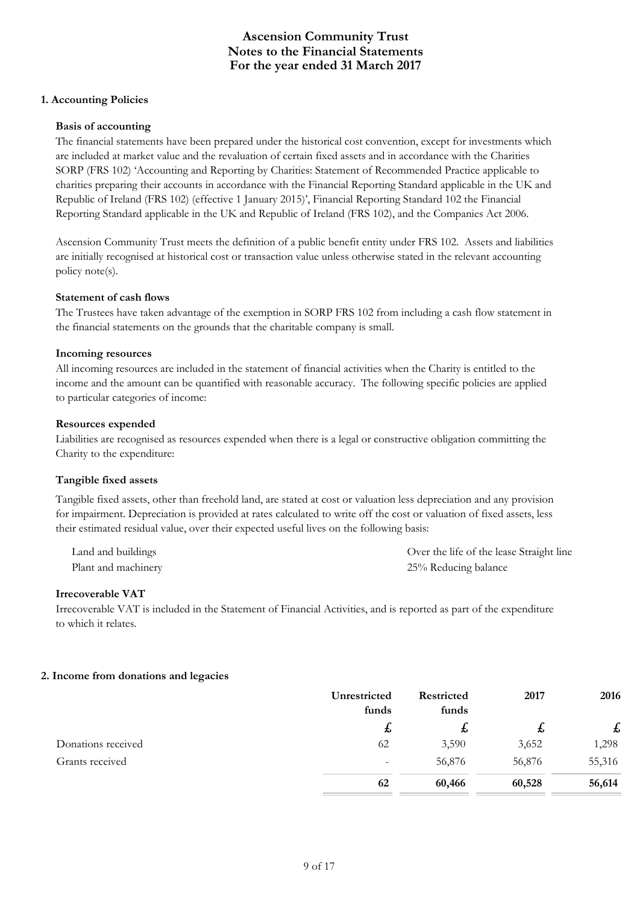# Ascension Community Trust
## Notes to the Financial Statements
## For the year ended 31 March 2017

### 1. Accounting Policies

**Basis of accounting**

The financial statements have been prepared under the historical cost convention, except for investments which are included at market value and the revaluation of certain fixed assets and in accordance with the Charities SORP (FRS 102) 'Accounting and Reporting by Charities: Statement of Recommended Practice applicable to charities preparing their accounts in accordance with the Financial Reporting Standard applicable in the UK and Republic of Ireland (FRS 102) (effective 1 January 2015)', Financial Reporting Standard 102 the Financial Reporting Standard applicable in the UK and Republic of Ireland (FRS 102), and the Companies Act 2006.

Ascension Community Trust meets the definition of a public benefit entity under FRS 102. Assets and liabilities are initially recognised at historical cost or transaction value unless otherwise stated in the relevant accounting policy note(s).

**Statement of cash flows**

The Trustees have taken advantage of the exemption in SORP FRS 102 from including a cash flow statement in the financial statements on the grounds that the charitable company is small.

**Incoming resources**

All incoming resources are included in the statement of financial activities when the Charity is entitled to the income and the amount can be quantified with reasonable accuracy. The following specific policies are applied to particular categories of income:

**Resources expended**

Liabilities are recognised as resources expended when there is a legal or constructive obligation committing the Charity to the expenditure:

**Tangible fixed assets**

Tangible fixed assets, other than freehold land, are stated at cost or valuation less depreciation and any provision for impairment. Depreciation is provided at rates calculated to write off the cost or valuation of fixed assets, less their estimated residual value, over their expected useful lives on the following basis:

| | |
|---|---|
| Land and buildings | Over the life of the lease Straight line |
| Plant and machinery | 25% Reducing balance |

**Irrecoverable VAT**

Irrecoverable VAT is included in the Statement of Financial Activities, and is reported as part of the expenditure to which it relates.

### 2. Income from donations and legacies

| | Unrestricted funds | Restricted funds | 2017 | 2016 |
|---|---|---|---|---|
| | £ | £ | £ | £ |
| Donations received | 62 | 3,590 | 3,652 | 1,298 |
| Grants received | - | 56,876 | 56,876 | 55,316 |
| | **62** | **60,466** | **60,528** | **56,614** |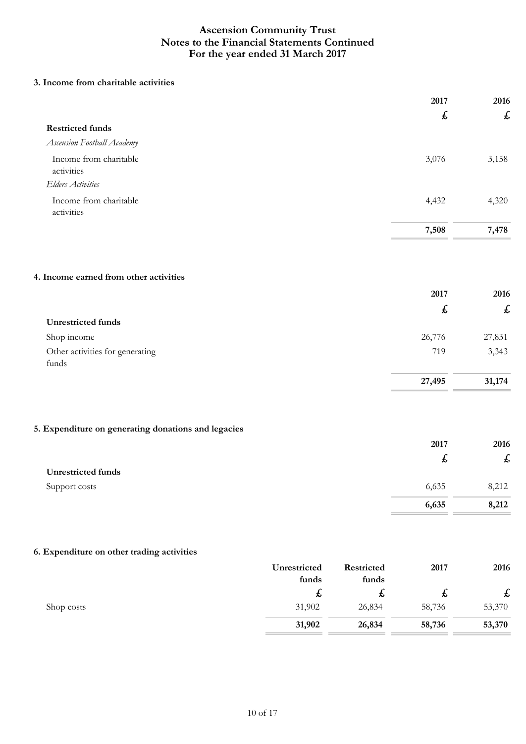# Ascension Community Trust
## Notes to the Financial Statements Continued
## For the year ended 31 March 2017

### 3. Income from charitable activities

| | 2017 | 2016 |
|---|---|---|
| | £ | £ |
| **Restricted funds** | | |
| *Ascension Football Academy* | | |
| Income from charitable activities | 3,076 | 3,158 |
| *Elders Activities* | | |
| Income from charitable activities | 4,432 | 4,320 |
| | **7,508** | **7,478** |

### 4. Income earned from other activities

| | 2017 | 2016 |
|---|---|---|
| | £ | £ |
| **Unrestricted funds** | | |
| Shop income | 26,776 | 27,831 |
| Other activities for generating funds | 719 | 3,343 |
| | **27,495** | **31,174** |

### 5. Expenditure on generating donations and legacies

| | 2017 | 2016 |
|---|---|---|
| | £ | £ |
| **Unrestricted funds** | | |
| Support costs | 6,635 | 8,212 |
| | **6,635** | **8,212** |

### 6. Expenditure on other trading activities

| | Unrestricted funds | Restricted funds | 2017 | 2016 |
|---|---|---|---|---|
| | £ | £ | £ | £ |
| Shop costs | 31,902 | 26,834 | 58,736 | 53,370 |
| | **31,902** | **26,834** | **58,736** | **53,370** |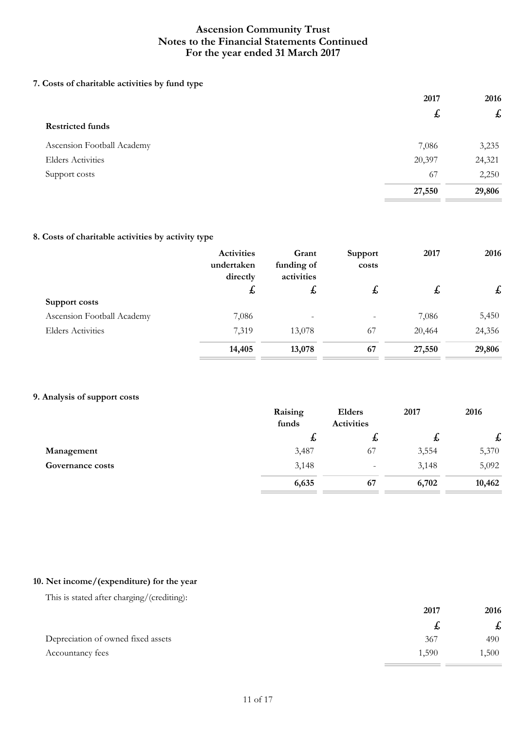# Ascension Community Trust
## Notes to the Financial Statements Continued
## For the year ended 31 March 2017

### 7. Costs of charitable activities by fund type

| | 2017 | 2016 |
|---|---|---|
| | £ | £ |
| **Restricted funds** | | |
| Ascension Football Academy | 7,086 | 3,235 |
| Elders Activities | 20,397 | 24,321 |
| Support costs | 67 | 2,250 |
| | **27,550** | **29,806** |

### 8. Costs of charitable activities by activity type

| | Activities undertaken directly | Grant funding of activities | Support costs | 2017 | 2016 |
|---|---|---|---|---|---|
| | £ | £ | £ | £ | £ |
| **Support costs** | | | | | |
| Ascension Football Academy | 7,086 | - | - | 7,086 | 5,450 |
| Elders Activities | 7,319 | 13,078 | 67 | 20,464 | 24,356 |
| | **14,405** | **13,078** | **67** | **27,550** | **29,806** |

### 9. Analysis of support costs

| | Raising funds | Elders Activities | 2017 | 2016 |
|---|---|---|---|---|
| | £ | £ | £ | £ |
| **Management** | 3,487 | 67 | 3,554 | 5,370 |
| **Governance costs** | 3,148 | - | 3,148 | 5,092 |
| | **6,635** | **67** | **6,702** | **10,462** |

### 10. Net income/(expenditure) for the year

This is stated after charging/(crediting):

| | 2017 | 2016 |
|---|---|---|
| | £ | £ |
| Depreciation of owned fixed assets | 367 | 490 |
| Accountancy fees | 1,590 | 1,500 |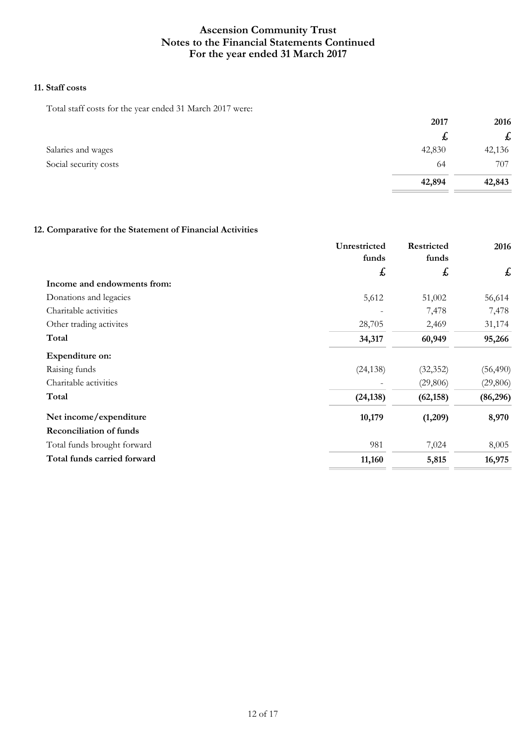## 11. Staff costs

Total staff costs for the year ended 31 March 2017 were:

| | 2017 | 2016 |
|---|---|---|
| | £ | £ |
| Salaries and wages | 42,830 | 42,136 |
| Social security costs | 64 | 707 |
| | **42,894** | **42,843** |

## 12. Comparative for the Statement of Financial Activities

| | Unrestricted funds | Restricted funds | 2016 |
|---|---|---|---|
| | £ | £ | £ |
| **Income and endowments from:** | | | |
| Donations and legacies | 5,612 | 51,002 | 56,614 |
| Charitable activities | - | 7,478 | 7,478 |
| Other trading activites | 28,705 | 2,469 | 31,174 |
| **Total** | **34,317** | **60,949** | **95,266** |
| **Expenditure on:** | | | |
| Raising funds | (24,138) | (32,352) | (56,490) |
| Charitable activities | - | (29,806) | (29,806) |
| **Total** | **(24,138)** | **(62,158)** | **(86,296)** |
| **Net income/expenditure** | **10,179** | **(1,209)** | **8,970** |
| **Reconciliation of funds** | | | |
| Total funds brought forward | 981 | 7,024 | 8,005 |
| **Total funds carried forward** | **11,160** | **5,815** | **16,975** |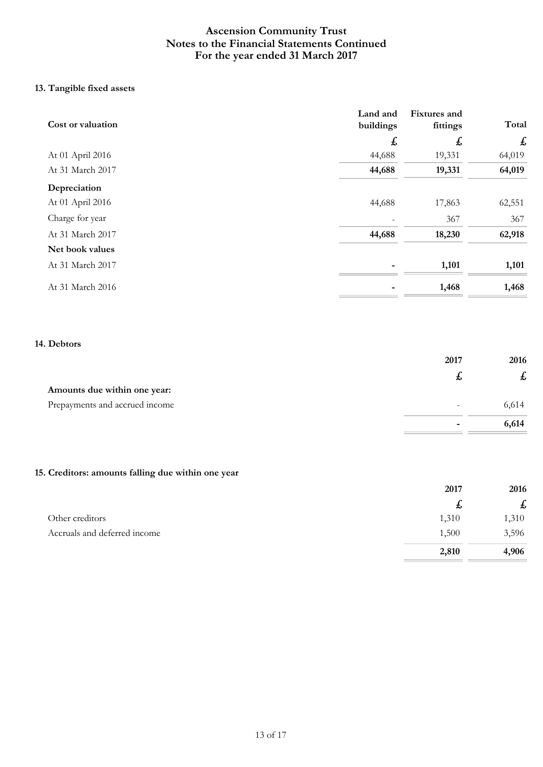# Ascension Community Trust
## Notes to the Financial Statements Continued
## For the year ended 31 March 2017

### 13. Tangible fixed assets

| Cost or valuation | Land and buildings | Fixtures and fittings | Total |
|---|---|---|---|
| | £ | £ | £ |
| At 01 April 2016 | 44,688 | 19,331 | 64,019 |
| At 31 March 2017 | **44,688** | **19,331** | **64,019** |
| **Depreciation** | | | |
| At 01 April 2016 | 44,688 | 17,863 | 62,551 |
| Charge for year | - | 367 | 367 |
| At 31 March 2017 | **44,688** | **18,230** | **62,918** |
| **Net book values** | | | |
| At 31 March 2017 | **-** | **1,101** | **1,101** |
| At 31 March 2016 | **-** | **1,468** | **1,468** |

### 14. Debtors

| | 2017 | 2016 |
|---|---|---|
| | £ | £ |
| **Amounts due within one year:** | | |
| Prepayments and accrued income | - | 6,614 |
| | **-** | **6,614** |

### 15. Creditors: amounts falling due within one year

| | 2017 | 2016 |
|---|---|---|
| | £ | £ |
| Other creditors | 1,310 | 1,310 |
| Accruals and deferred income | 1,500 | 3,596 |
| | **2,810** | **4,906** |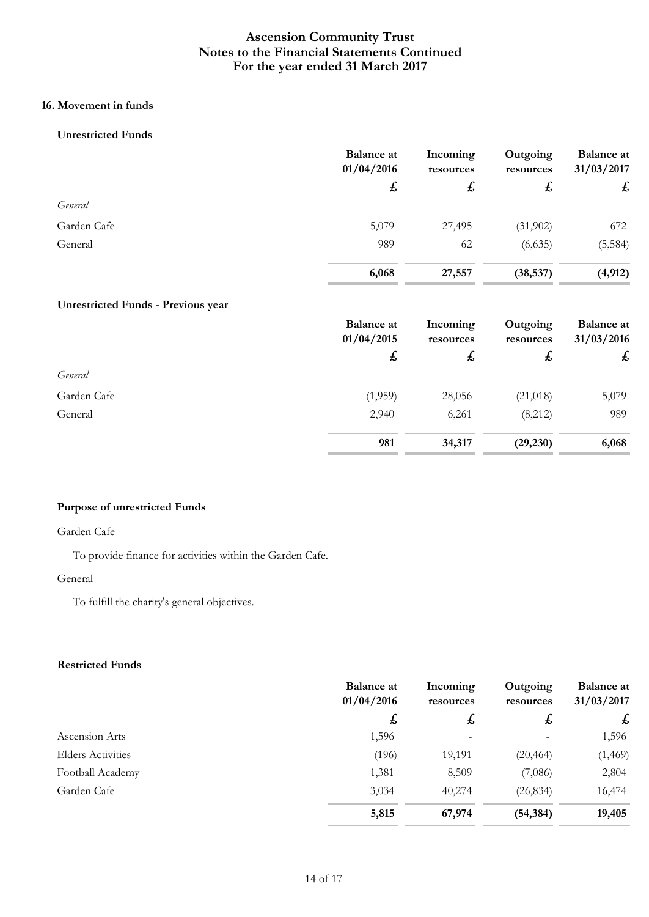### 16. Movement in funds

**Unrestricted Funds**

| | Balance at 01/04/2016 | Incoming resources | Outgoing resources | Balance at 31/03/2017 |
|---|---|---|---|---|
| | £ | £ | £ | £ |
| *General* | | | | |
| Garden Cafe | 5,079 | 27,495 | (31,902) | 672 |
| General | 989 | 62 | (6,635) | (5,584) |
| | **6,068** | **27,557** | **(38,537)** | **(4,912)** |

**Unrestricted Funds - Previous year**

| | Balance at 01/04/2015 | Incoming resources | Outgoing resources | Balance at 31/03/2016 |
|---|---|---|---|---|
| | £ | £ | £ | £ |
| *General* | | | | |
| Garden Cafe | (1,959) | 28,056 | (21,018) | 5,079 |
| General | 2,940 | 6,261 | (8,212) | 989 |
| | **981** | **34,317** | **(29,230)** | **6,068** |

**Purpose of unrestricted Funds**

Garden Cafe

To provide finance for activities within the Garden Cafe.

General

To fulfill the charity's general objectives.

**Restricted Funds**

| | Balance at 01/04/2016 | Incoming resources | Outgoing resources | Balance at 31/03/2017 |
|---|---|---|---|---|
| | £ | £ | £ | £ |
| Ascension Arts | 1,596 | - | - | 1,596 |
| Elders Activities | (196) | 19,191 | (20,464) | (1,469) |
| Football Academy | 1,381 | 8,509 | (7,086) | 2,804 |
| Garden Cafe | 3,034 | 40,274 | (26,834) | 16,474 |
| | **5,815** | **67,974** | **(54,384)** | **19,405** |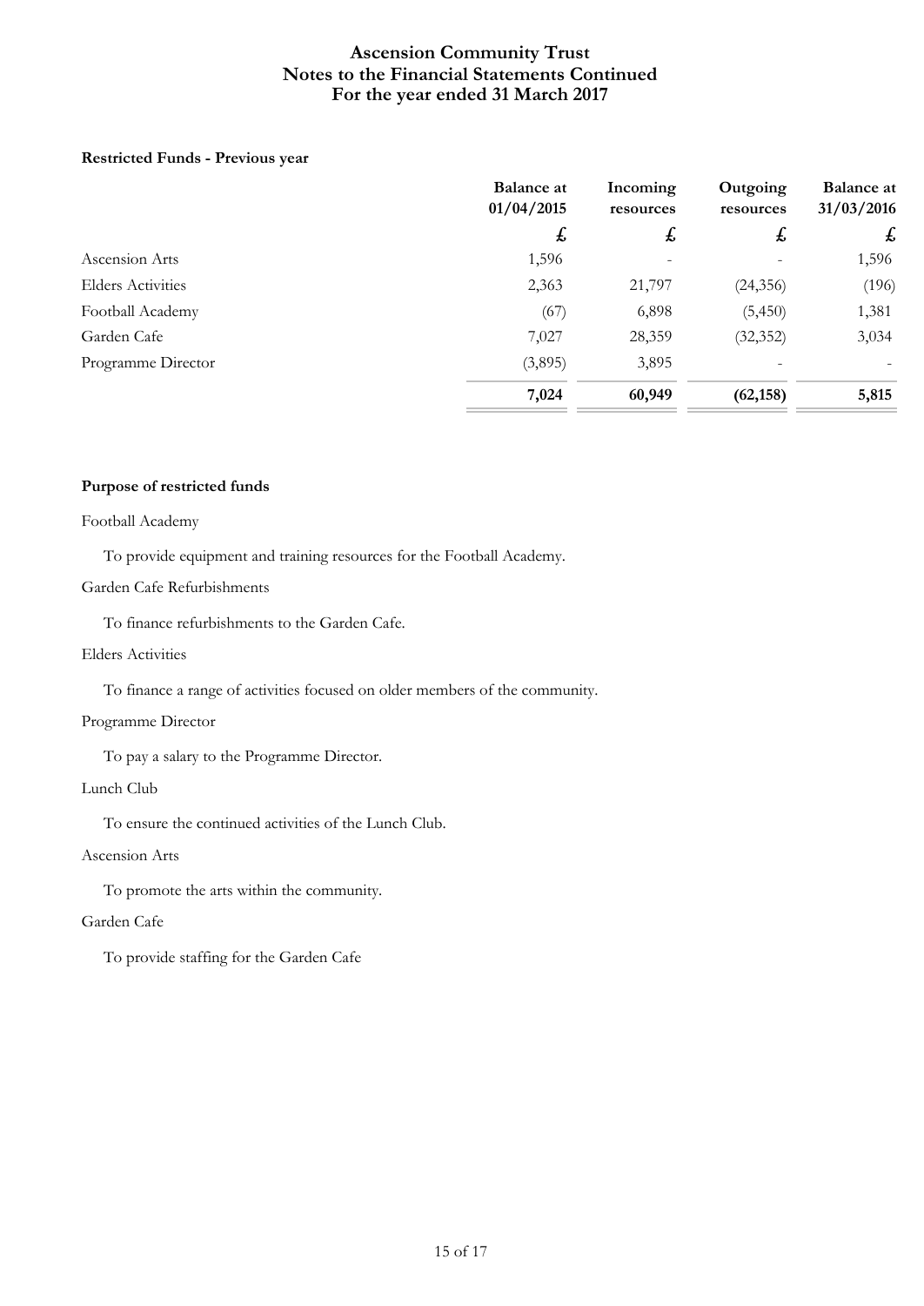# Ascension Community Trust
## Notes to the Financial Statements Continued
## For the year ended 31 March 2017

**Restricted Funds - Previous year**

| | Balance at 01/04/2015 | Incoming resources | Outgoing resources | Balance at 31/03/2016 |
|---|---|---|---|---|
| | £ | £ | £ | £ |
| Ascension Arts | 1,596 | - | - | 1,596 |
| Elders Activities | 2,363 | 21,797 | (24,356) | (196) |
| Football Academy | (67) | 6,898 | (5,450) | 1,381 |
| Garden Cafe | 7,027 | 28,359 | (32,352) | 3,034 |
| Programme Director | (3,895) | 3,895 | - | - |
| | **7,024** | **60,949** | **(62,158)** | **5,815** |

**Purpose of restricted funds**

Football Academy

To provide equipment and training resources for the Football Academy.

Garden Cafe Refurbishments

To finance refurbishments to the Garden Cafe.

Elders Activities

To finance a range of activities focused on older members of the community.

Programme Director

To pay a salary to the Programme Director.

Lunch Club

To ensure the continued activities of the Lunch Club.

Ascension Arts

To promote the arts within the community.

Garden Cafe

To provide staffing for the Garden Cafe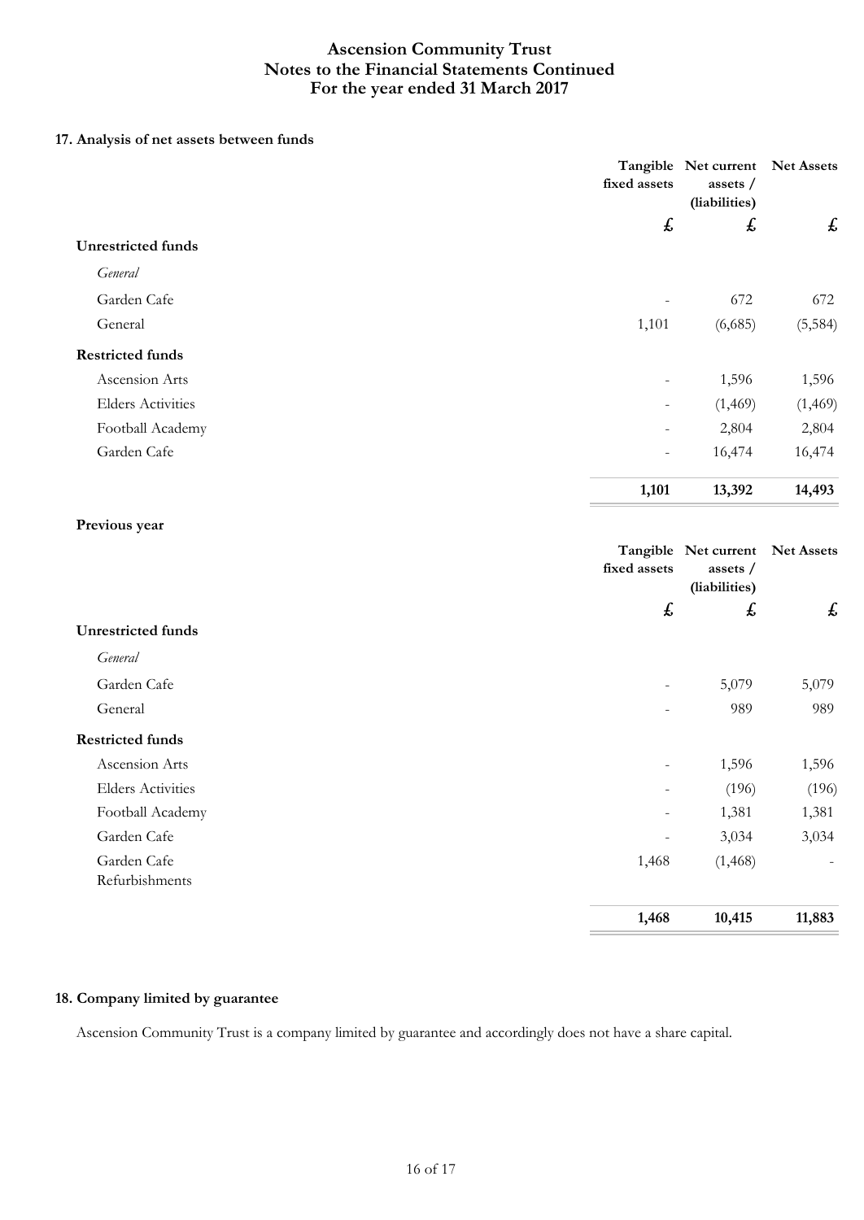# Ascension Community Trust
## Notes to the Financial Statements Continued
## For the year ended 31 March 2017

### 17. Analysis of net assets between funds

| | Tangible fixed assets | Net current assets / (liabilities) | Net Assets |
|---|---|---|---|
| | £ | £ | £ |
| **Unrestricted funds** | | | |
| *General* | | | |
| Garden Cafe | - | 672 | 672 |
| General | 1,101 | (6,685) | (5,584) |
| **Restricted funds** | | | |
| Ascension Arts | - | 1,596 | 1,596 |
| Elders Activities | - | (1,469) | (1,469) |
| Football Academy | - | 2,804 | 2,804 |
| Garden Cafe | - | 16,474 | 16,474 |
| | **1,101** | **13,392** | **14,493** |

**Previous year**

| | Tangible fixed assets | Net current assets / (liabilities) | Net Assets |
|---|---|---|---|
| | £ | £ | £ |
| **Unrestricted funds** | | | |
| *General* | | | |
| Garden Cafe | - | 5,079 | 5,079 |
| General | - | 989 | 989 |
| **Restricted funds** | | | |
| Ascension Arts | - | 1,596 | 1,596 |
| Elders Activities | - | (196) | (196) |
| Football Academy | - | 1,381 | 1,381 |
| Garden Cafe | - | 3,034 | 3,034 |
| Garden Cafe Refurbishments | 1,468 | (1,468) | - |
| | **1,468** | **10,415** | **11,883** |

### 18. Company limited by guarantee

Ascension Community Trust is a company limited by guarantee and accordingly does not have a share capital.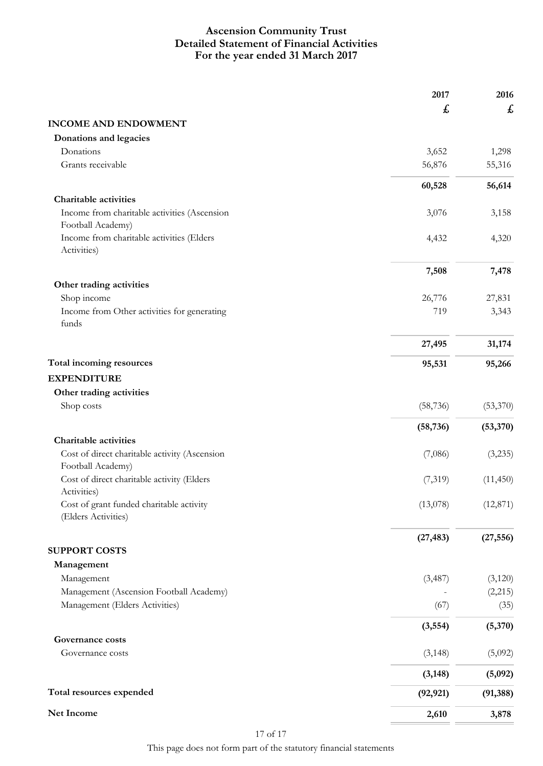# Ascension Community Trust
# Detailed Statement of Financial Activities
# For the year ended 31 March 2017

| | 2017 | 2016 |
|---|---|---|
| | £ | £ |
| **INCOME AND ENDOWMENT** | | |
| **Donations and legacies** | | |
| Donations | 3,652 | 1,298 |
| Grants receivable | 56,876 | 55,316 |
| | **60,528** | **56,614** |
| **Charitable activities** | | |
| Income from charitable activities (Ascension Football Academy) | 3,076 | 3,158 |
| Income from charitable activities (Elders Activities) | 4,432 | 4,320 |
| | **7,508** | **7,478** |
| **Other trading activities** | | |
| Shop income | 26,776 | 27,831 |
| Income from Other activities for generating funds | 719 | 3,343 |
| | **27,495** | **31,174** |
| **Total incoming resources** | **95,531** | **95,266** |
| **EXPENDITURE** | | |
| **Other trading activities** | | |
| Shop costs | (58,736) | (53,370) |
| | **(58,736)** | **(53,370)** |
| **Charitable activities** | | |
| Cost of direct charitable activity (Ascension Football Academy) | (7,086) | (3,235) |
| Cost of direct charitable activity (Elders Activities) | (7,319) | (11,450) |
| Cost of grant funded charitable activity (Elders Activities) | (13,078) | (12,871) |
| | **(27,483)** | **(27,556)** |
| **SUPPORT COSTS** | | |
| **Management** | | |
| Management | (3,487) | (3,120) |
| Management (Ascension Football Academy) | - | (2,215) |
| Management (Elders Activities) | (67) | (35) |
| | **(3,554)** | **(5,370)** |
| **Governance costs** | | |
| Governance costs | (3,148) | (5,092) |
| | **(3,148)** | **(5,092)** |
| **Total resources expended** | **(92,921)** | **(91,388)** |
| **Net Income** | **2,610** | **3,878** |

This page does not form part of the statutory financial statements